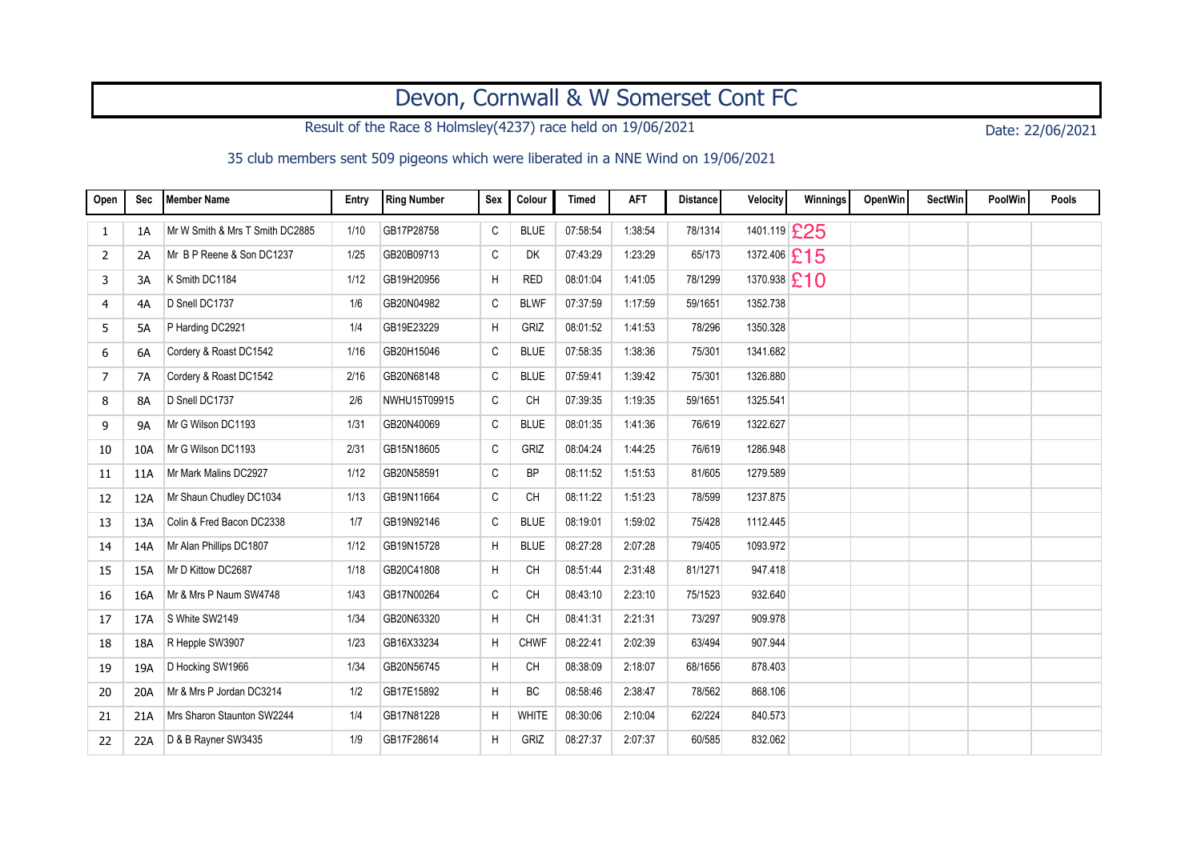# Devon, Cornwall & W Somerset Cont FC

Result of the Race 8 Holmsley(4237) race held on 19/06/2021

Date: 22/06/2021

35 club members sent 509 pigeons which were liberated in a NNE Wind on 19/06/2021

| Open | Sec | Member Name | Entry | Ring Number | Sex | Colour | Timed | AFT | Distance | Velocity | Winnings | OpenWin | SectWin | PoolWin | Pools |
|---|---|---|---|---|---|---|---|---|---|---|---|---|---|---|---|
| 1 | 1A | Mr W Smith & Mrs T Smith DC2885 | 1/10 | GB17P28758 | C | BLUE | 07:58:54 | 1:38:54 | 78/1314 | 1401.119 | £25 | | | | |
| 2 | 2A | Mr B P Reene & Son DC1237 | 1/25 | GB20B09713 | C | DK | 07:43:29 | 1:23:29 | 65/173 | 1372.406 | £15 | | | | |
| 3 | 3A | K Smith DC1184 | 1/12 | GB19H20956 | H | RED | 08:01:04 | 1:41:05 | 78/1299 | 1370.938 | £10 | | | | |
| 4 | 4A | D Snell DC1737 | 1/6 | GB20N04982 | C | BLWF | 07:37:59 | 1:17:59 | 59/1651 | 1352.738 | | | | | |
| 5 | 5A | P Harding DC2921 | 1/4 | GB19E23229 | H | GRIZ | 08:01:52 | 1:41:53 | 78/296 | 1350.328 | | | | | |
| 6 | 6A | Cordery & Roast DC1542 | 1/16 | GB20H15046 | C | BLUE | 07:58:35 | 1:38:36 | 75/301 | 1341.682 | | | | | |
| 7 | 7A | Cordery & Roast DC1542 | 2/16 | GB20N68148 | C | BLUE | 07:59:41 | 1:39:42 | 75/301 | 1326.880 | | | | | |
| 8 | 8A | D Snell DC1737 | 2/6 | NWHU15T09915 | C | CH | 07:39:35 | 1:19:35 | 59/1651 | 1325.541 | | | | | |
| 9 | 9A | Mr G Wilson DC1193 | 1/31 | GB20N40069 | C | BLUE | 08:01:35 | 1:41:36 | 76/619 | 1322.627 | | | | | |
| 10 | 10A | Mr G Wilson DC1193 | 2/31 | GB15N18605 | C | GRIZ | 08:04:24 | 1:44:25 | 76/619 | 1286.948 | | | | | |
| 11 | 11A | Mr Mark Malins DC2927 | 1/12 | GB20N58591 | C | BP | 08:11:52 | 1:51:53 | 81/605 | 1279.589 | | | | | |
| 12 | 12A | Mr Shaun Chudley DC1034 | 1/13 | GB19N11664 | C | CH | 08:11:22 | 1:51:23 | 78/599 | 1237.875 | | | | | |
| 13 | 13A | Colin & Fred Bacon DC2338 | 1/7 | GB19N92146 | C | BLUE | 08:19:01 | 1:59:02 | 75/428 | 1112.445 | | | | | |
| 14 | 14A | Mr Alan Phillips DC1807 | 1/12 | GB19N15728 | H | BLUE | 08:27:28 | 2:07:28 | 79/405 | 1093.972 | | | | | |
| 15 | 15A | Mr D Kittow DC2687 | 1/18 | GB20C41808 | H | CH | 08:51:44 | 2:31:48 | 81/1271 | 947.418 | | | | | |
| 16 | 16A | Mr & Mrs P Naum SW4748 | 1/43 | GB17N00264 | C | CH | 08:43:10 | 2:23:10 | 75/1523 | 932.640 | | | | | |
| 17 | 17A | S White SW2149 | 1/34 | GB20N63320 | H | CH | 08:41:31 | 2:21:31 | 73/297 | 909.978 | | | | | |
| 18 | 18A | R Hepple SW3907 | 1/23 | GB16X33234 | H | CHWF | 08:22:41 | 2:02:39 | 63/494 | 907.944 | | | | | |
| 19 | 19A | D Hocking SW1966 | 1/34 | GB20N56745 | H | CH | 08:38:09 | 2:18:07 | 68/1656 | 878.403 | | | | | |
| 20 | 20A | Mr & Mrs P Jordan DC3214 | 1/2 | GB17E15892 | H | BC | 08:58:46 | 2:38:47 | 78/562 | 868.106 | | | | | |
| 21 | 21A | Mrs Sharon Staunton SW2244 | 1/4 | GB17N81228 | H | WHITE | 08:30:06 | 2:10:04 | 62/224 | 840.573 | | | | | |
| 22 | 22A | D & B Rayner SW3435 | 1/9 | GB17F28614 | H | GRIZ | 08:27:37 | 2:07:37 | 60/585 | 832.062 | | | | | |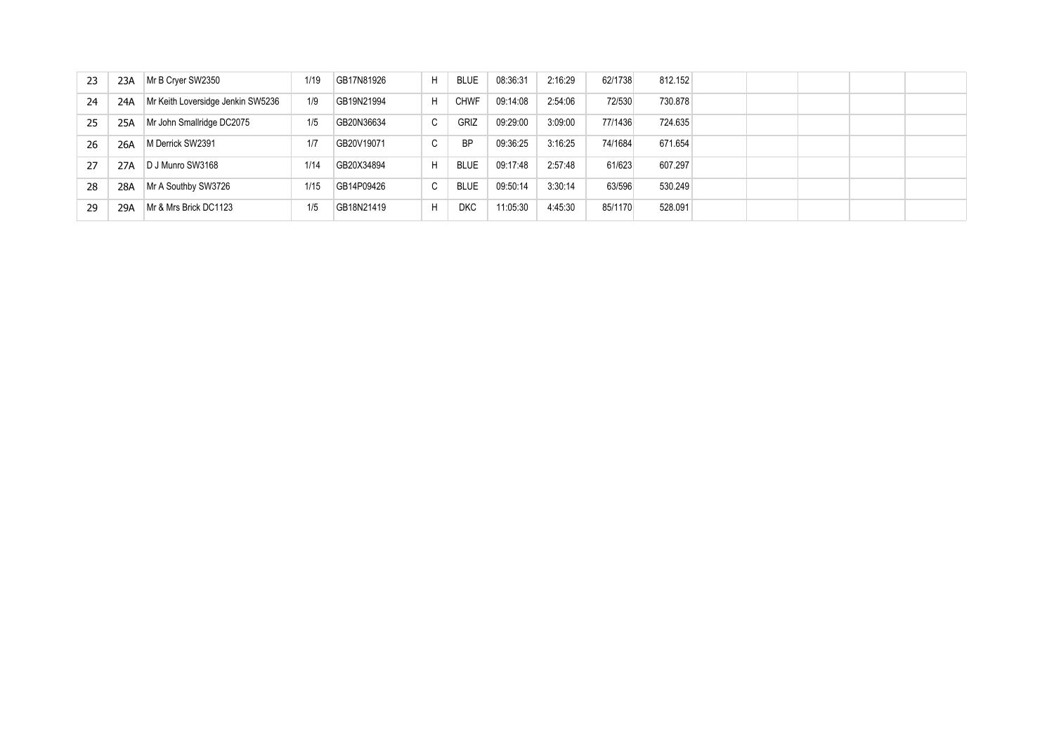| | | | | | | | | | | | | | | | |
|---|---|---|---|---|---|---|---|---|---|---|---|---|---|---|---|
| 23 | 23A | Mr B Cryer SW2350 | 1/19 | GB17N81926 | H | BLUE | 08:36:31 | 2:16:29 | 62/1738 | 812.152 | | | | | |
| 24 | 24A | Mr Keith Loversidge Jenkin SW5236 | 1/9 | GB19N21994 | H | CHWF | 09:14:08 | 2:54:06 | 72/530 | 730.878 | | | | | |
| 25 | 25A | Mr John Smallridge DC2075 | 1/5 | GB20N36634 | C | GRIZ | 09:29:00 | 3:09:00 | 77/1436 | 724.635 | | | | | |
| 26 | 26A | M Derrick SW2391 | 1/7 | GB20V19071 | C | BP | 09:36:25 | 3:16:25 | 74/1684 | 671.654 | | | | | |
| 27 | 27A | D J Munro SW3168 | 1/14 | GB20X34894 | H | BLUE | 09:17:48 | 2:57:48 | 61/623 | 607.297 | | | | | |
| 28 | 28A | Mr A Southby SW3726 | 1/15 | GB14P09426 | C | BLUE | 09:50:14 | 3:30:14 | 63/596 | 530.249 | | | | | |
| 29 | 29A | Mr & Mrs Brick DC1123 | 1/5 | GB18N21419 | H | DKC | 11:05:30 | 4:45:30 | 85/1170 | 528.091 | | | | | |